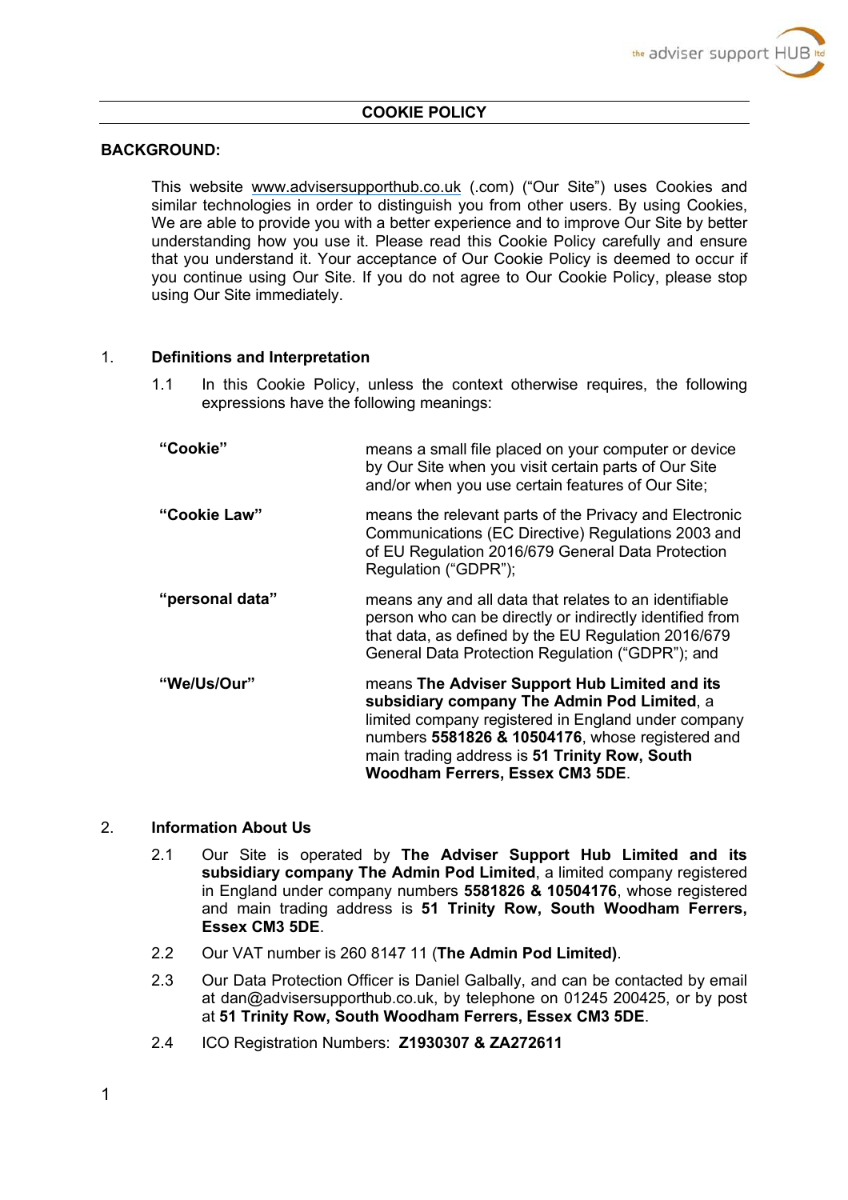# COOKIE POLICY

**BACKGROUND:**

This website www.advisersupporthub.co.uk (.com) ("Our Site") uses Cookies and similar technologies in order to distinguish you from other users. By using Cookies, We are able to provide you with a better experience and to improve Our Site by better understanding how you use it. Please read this Cookie Policy carefully and ensure that you understand it. Your acceptance of Our Cookie Policy is deemed to occur if you continue using Our Site. If you do not agree to Our Cookie Policy, please stop using Our Site immediately.

1. **Definitions and Interpretation**

1.1 In this Cookie Policy, unless the context otherwise requires, the following expressions have the following meanings:

| | |
|---|---|
| **"Cookie"** | means a small file placed on your computer or device by Our Site when you visit certain parts of Our Site and/or when you use certain features of Our Site; |
| **"Cookie Law"** | means the relevant parts of the Privacy and Electronic Communications (EC Directive) Regulations 2003 and of EU Regulation 2016/679 General Data Protection Regulation ("GDPR"); |
| **"personal data"** | means any and all data that relates to an identifiable person who can be directly or indirectly identified from that data, as defined by the EU Regulation 2016/679 General Data Protection Regulation ("GDPR"); and |
| **"We/Us/Our"** | means **The Adviser Support Hub Limited and its subsidiary company The Admin Pod Limited**, a limited company registered in England under company numbers **5581826 & 10504176**, whose registered and main trading address is **51 Trinity Row, South Woodham Ferrers, Essex CM3 5DE**. |

2. **Information About Us**

2.1 Our Site is operated by **The Adviser Support Hub Limited and its subsidiary company The Admin Pod Limited**, a limited company registered in England under company numbers **5581826 & 10504176**, whose registered and main trading address is **51 Trinity Row, South Woodham Ferrers, Essex CM3 5DE**.

2.2 Our VAT number is 260 8147 11 (**The Admin Pod Limited)**.

2.3 Our Data Protection Officer is Daniel Galbally, and can be contacted by email at dan@advisersupporthub.co.uk, by telephone on 01245 200425, or by post at **51 Trinity Row, South Woodham Ferrers, Essex CM3 5DE**.

2.4 ICO Registration Numbers: **Z1930307 & ZA272611**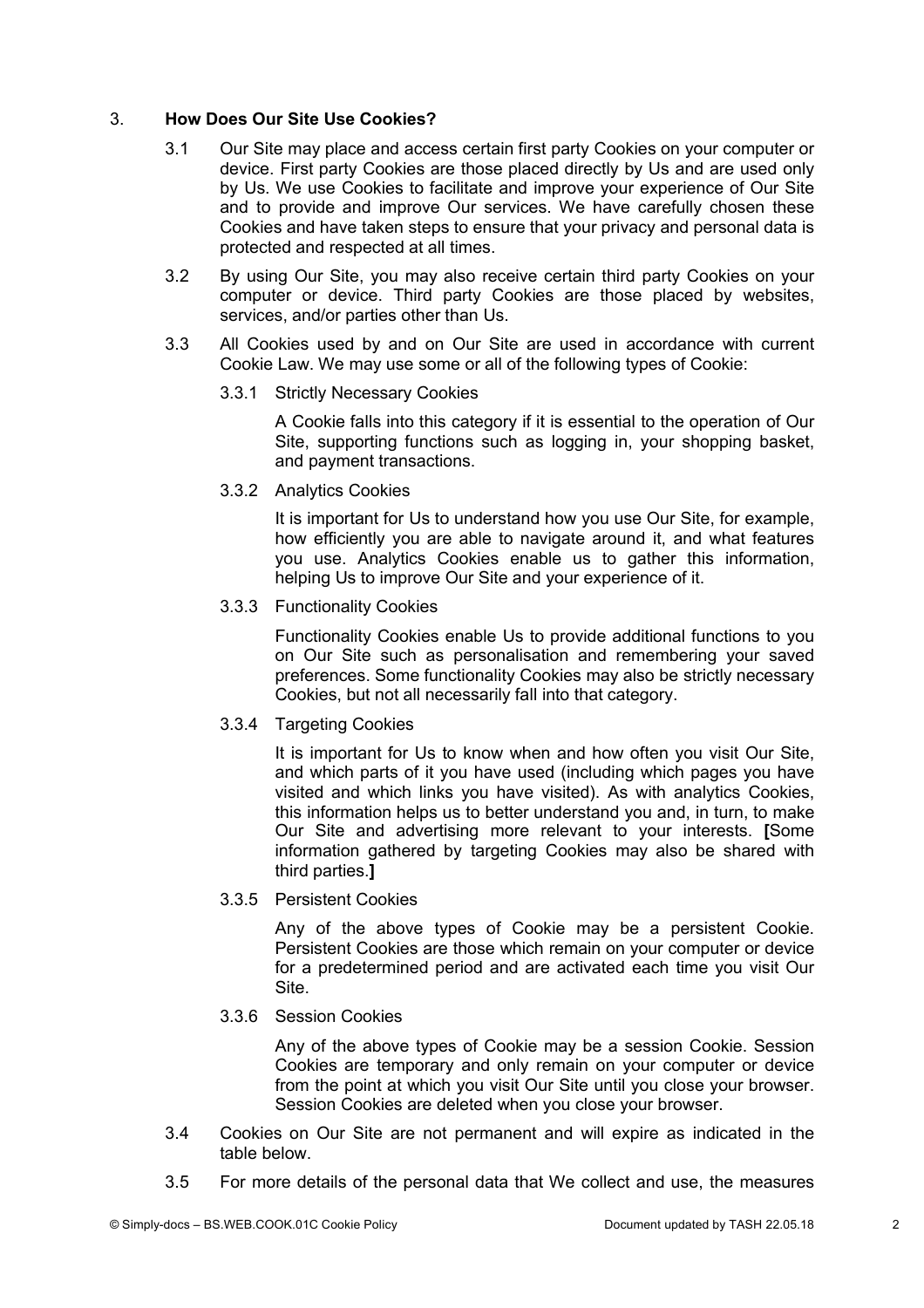## 3. How Does Our Site Use Cookies?

3.1 Our Site may place and access certain first party Cookies on your computer or device. First party Cookies are those placed directly by Us and are used only by Us. We use Cookies to facilitate and improve your experience of Our Site and to provide and improve Our services. We have carefully chosen these Cookies and have taken steps to ensure that your privacy and personal data is protected and respected at all times.

3.2 By using Our Site, you may also receive certain third party Cookies on your computer or device. Third party Cookies are those placed by websites, services, and/or parties other than Us.

3.3 All Cookies used by and on Our Site are used in accordance with current Cookie Law. We may use some or all of the following types of Cookie:

3.3.1 Strictly Necessary Cookies

A Cookie falls into this category if it is essential to the operation of Our Site, supporting functions such as logging in, your shopping basket, and payment transactions.

3.3.2 Analytics Cookies

It is important for Us to understand how you use Our Site, for example, how efficiently you are able to navigate around it, and what features you use. Analytics Cookies enable us to gather this information, helping Us to improve Our Site and your experience of it.

3.3.3 Functionality Cookies

Functionality Cookies enable Us to provide additional functions to you on Our Site such as personalisation and remembering your saved preferences. Some functionality Cookies may also be strictly necessary Cookies, but not all necessarily fall into that category.

3.3.4 Targeting Cookies

It is important for Us to know when and how often you visit Our Site, and which parts of it you have used (including which pages you have visited and which links you have visited). As with analytics Cookies, this information helps us to better understand you and, in turn, to make Our Site and advertising more relevant to your interests. **[**Some information gathered by targeting Cookies may also be shared with third parties.**]**

3.3.5 Persistent Cookies

Any of the above types of Cookie may be a persistent Cookie. Persistent Cookies are those which remain on your computer or device for a predetermined period and are activated each time you visit Our Site.

3.3.6 Session Cookies

Any of the above types of Cookie may be a session Cookie. Session Cookies are temporary and only remain on your computer or device from the point at which you visit Our Site until you close your browser. Session Cookies are deleted when you close your browser.

3.4 Cookies on Our Site are not permanent and will expire as indicated in the table below.

3.5 For more details of the personal data that We collect and use, the measures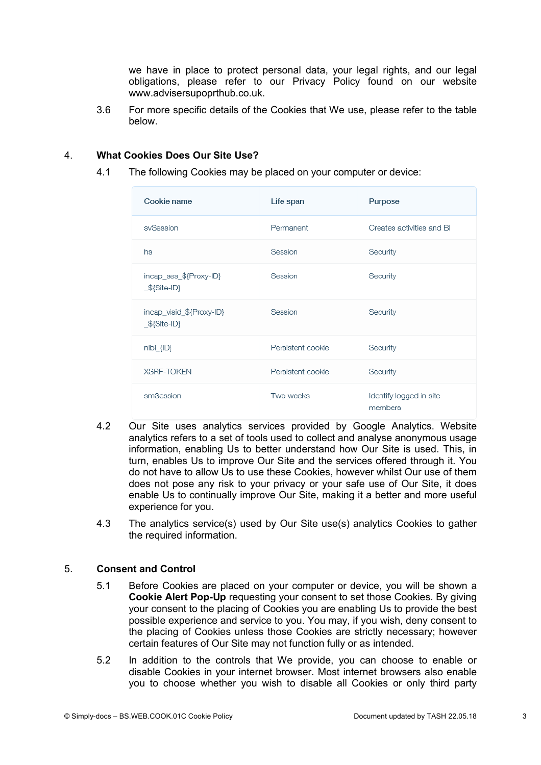we have in place to protect personal data, your legal rights, and our legal obligations, please refer to our Privacy Policy found on our website www.advisersupoprthub.co.uk.

3.6 For more specific details of the Cookies that We use, please refer to the table below.

## 4. What Cookies Does Our Site Use?

4.1 The following Cookies may be placed on your computer or device:

| Cookie name | Life span | Purpose |
|---|---|---|
| svSession | Permanent | Creates activities and BI |
| hs | Session | Security |
| incap_ses_${Proxy-ID}_${Site-ID} | Session | Security |
| incap_visid_${Proxy-ID}_${Site-ID} | Session | Security |
| nlbi_{ID} | Persistent cookie | Security |
| XSRF-TOKEN | Persistent cookie | Security |
| smSession | Two weeks | Identify logged in site members |

4.2 Our Site uses analytics services provided by Google Analytics. Website analytics refers to a set of tools used to collect and analyse anonymous usage information, enabling Us to better understand how Our Site is used. This, in turn, enables Us to improve Our Site and the services offered through it. You do not have to allow Us to use these Cookies, however whilst Our use of them does not pose any risk to your privacy or your safe use of Our Site, it does enable Us to continually improve Our Site, making it a better and more useful experience for you.

4.3 The analytics service(s) used by Our Site use(s) analytics Cookies to gather the required information.

## 5. Consent and Control

5.1 Before Cookies are placed on your computer or device, you will be shown a **Cookie Alert Pop-Up** requesting your consent to set those Cookies. By giving your consent to the placing of Cookies you are enabling Us to provide the best possible experience and service to you. You may, if you wish, deny consent to the placing of Cookies unless those Cookies are strictly necessary; however certain features of Our Site may not function fully or as intended.

5.2 In addition to the controls that We provide, you can choose to enable or disable Cookies in your internet browser. Most internet browsers also enable you to choose whether you wish to disable all Cookies or only third party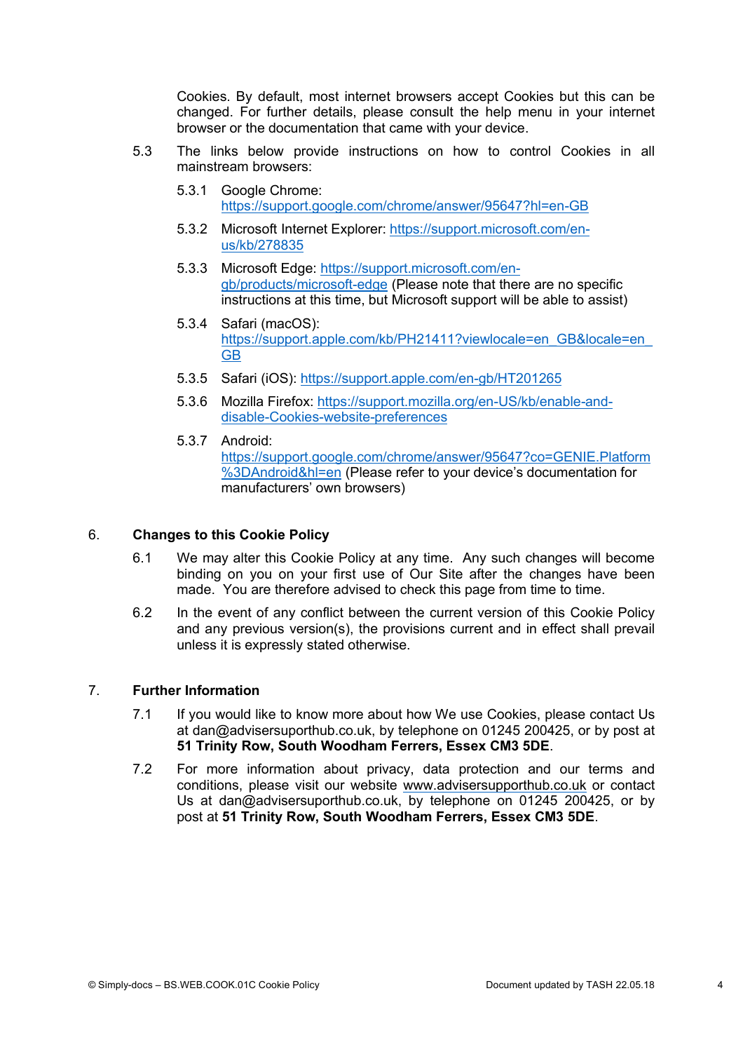Cookies. By default, most internet browsers accept Cookies but this can be changed. For further details, please consult the help menu in your internet browser or the documentation that came with your device.

5.3 The links below provide instructions on how to control Cookies in all mainstream browsers:

5.3.1 Google Chrome: https://support.google.com/chrome/answer/95647?hl=en-GB

5.3.2 Microsoft Internet Explorer: https://support.microsoft.com/en-us/kb/278835

5.3.3 Microsoft Edge: https://support.microsoft.com/en-gb/products/microsoft-edge (Please note that there are no specific instructions at this time, but Microsoft support will be able to assist)

5.3.4 Safari (macOS): https://support.apple.com/kb/PH21411?viewlocale=en_GB&locale=en_GB

5.3.5 Safari (iOS): https://support.apple.com/en-gb/HT201265

5.3.6 Mozilla Firefox: https://support.mozilla.org/en-US/kb/enable-and-disable-Cookies-website-preferences

5.3.7 Android: https://support.google.com/chrome/answer/95647?co=GENIE.Platform%3DAndroid&hl=en (Please refer to your device's documentation for manufacturers' own browsers)

## 6. Changes to this Cookie Policy

6.1 We may alter this Cookie Policy at any time. Any such changes will become binding on you on your first use of Our Site after the changes have been made. You are therefore advised to check this page from time to time.

6.2 In the event of any conflict between the current version of this Cookie Policy and any previous version(s), the provisions current and in effect shall prevail unless it is expressly stated otherwise.

## 7. Further Information

7.1 If you would like to know more about how We use Cookies, please contact Us at dan@advisersuporthub.co.uk, by telephone on 01245 200425, or by post at **51 Trinity Row, South Woodham Ferrers, Essex CM3 5DE**.

7.2 For more information about privacy, data protection and our terms and conditions, please visit our website www.advisersupporthub.co.uk or contact Us at dan@advisersuporthub.co.uk, by telephone on 01245 200425, or by post at **51 Trinity Row, South Woodham Ferrers, Essex CM3 5DE**.